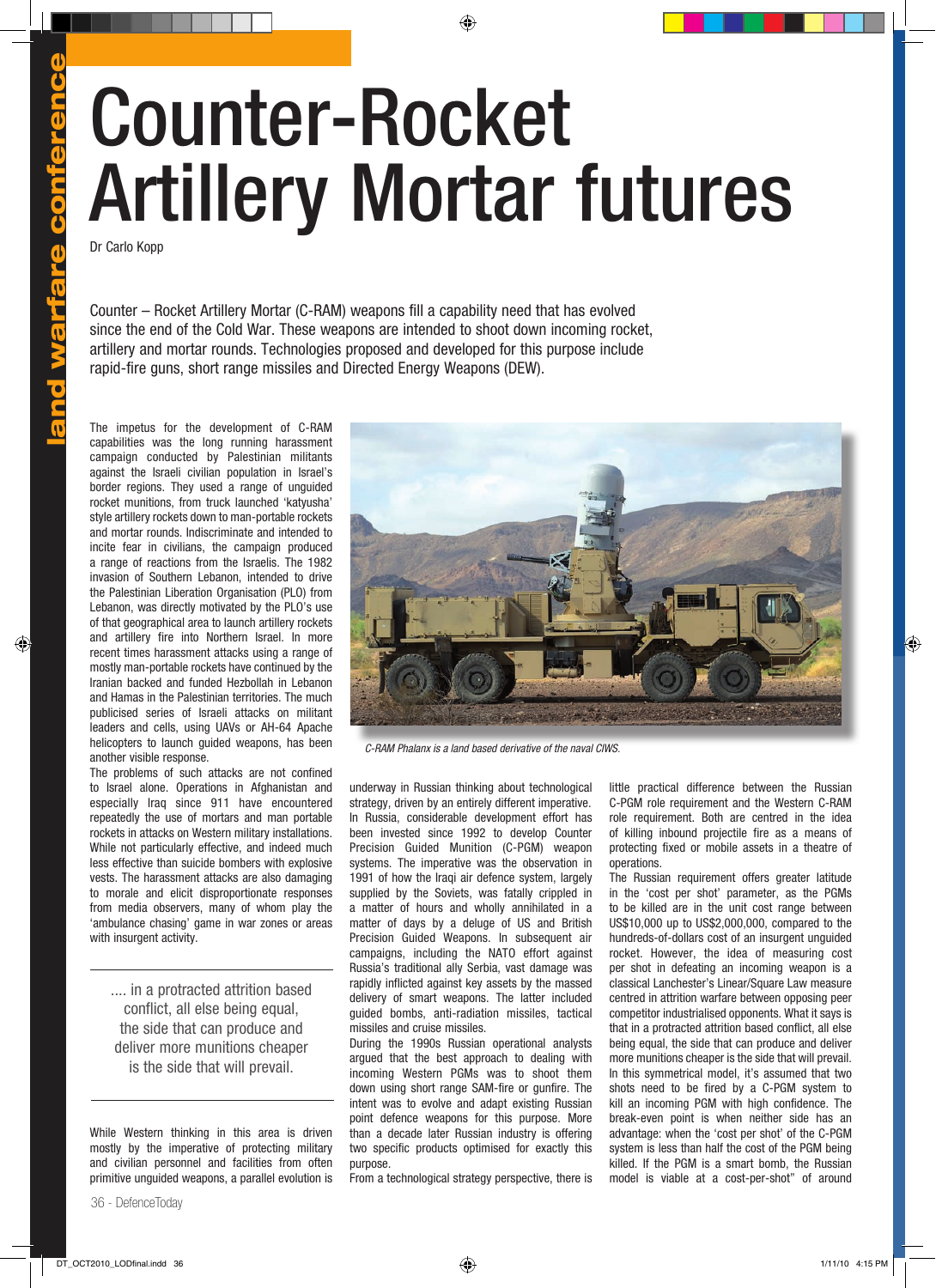# Counter-Rocket Artillery Mortar futures

Dr Carlo Kopp

Counter – Rocket Artillery Mortar (C-RAM) weapons fill a capability need that has evolved since the end of the Cold War. These weapons are intended to shoot down incoming rocket, artillery and mortar rounds. Technologies proposed and developed for this purpose include rapid-fire guns, short range missiles and Directed Energy Weapons (DEW).

The impetus for the development of C-RAM capabilities was the long running harassment campaign conducted by Palestinian militants against the Israeli civilian population in Israel's border regions. They used a range of unguided rocket munitions, from truck launched 'katyusha' style artillery rockets down to man-portable rockets and mortar rounds. Indiscriminate and intended to incite fear in civilians, the campaign produced a range of reactions from the Israelis. The 1982 invasion of Southern Lebanon, intended to drive the Palestinian Liberation Organisation (PLO) from Lebanon, was directly motivated by the PLO's use of that geographical area to launch artillery rockets and artillery fire into Northern Israel. In more recent times harassment attacks using a range of mostly man-portable rockets have continued by the Iranian backed and funded Hezbollah in Lebanon and Hamas in the Palestinian territories. The much publicised series of Israeli attacks on militant leaders and cells, using UAVs or AH-64 Apache helicopters to launch guided weapons, has been another visible response.

The problems of such attacks are not confined to Israel alone. Operations in Afghanistan and especially Iraq since 911 have encountered repeatedly the use of mortars and man portable rockets in attacks on Western military installations. While not particularly effective, and indeed much less effective than suicide bombers with explosive vests. The harassment attacks are also damaging to morale and elicit disproportionate responses from media observers, many of whom play the 'ambulance chasing' game in war zones or areas with insurgent activity.

> .... in a protracted attrition based conflict, all else being equal, the side that can produce and deliver more munitions cheaper is the side that will prevail.

While Western thinking in this area is driven mostly by the imperative of protecting military and civilian personnel and facilities from often primitive unguided weapons, a parallel evolution is underway in Russian thinking about technological strategy, driven by an entirely different imperative. In Russia, considerable development effort has been invested since 1992 to develop Counter Precision Guided Munition (C-PGM) weapon systems. The imperative was the observation in 1991 of how the Iraqi air defence system, largely supplied by the Soviets, was fatally crippled in a matter of hours and wholly annihilated in a matter of days by a deluge of US and British Precision Guided Weapons. In subsequent air campaigns, including the NATO effort against Russia's traditional ally Serbia, vast damage was rapidly inflicted against key assets by the massed delivery of smart weapons. The latter included guided bombs, anti-radiation missiles, tactical missiles and cruise missiles.

*C-RAM Phalanx is a land based derivative of the naval CIWS.*

During the 1990s Russian operational analysts argued that the best approach to dealing with incoming Western PGMs was to shoot them down using short range SAM-fire or gunfire. The intent was to evolve and adapt existing Russian point defence weapons for this purpose. More than a decade later Russian industry is offering two specific products optimised for exactly this purpose.

From a technological strategy perspective, there is little practical difference between the Russian C-PGM role requirement and the Western C-RAM role requirement. Both are centred in the idea of killing inbound projectile fire as a means of protecting fixed or mobile assets in a theatre of operations.

The Russian requirement offers greater latitude in the 'cost per shot' parameter, as the PGMs to be killed are in the unit cost range between US$10,000 up to US$2,000,000, compared to the hundreds-of-dollars cost of an insurgent unguided rocket. However, the idea of measuring cost per shot in defeating an incoming weapon is a classical Lanchester's Linear/Square Law measure centred in attrition warfare between opposing peer competitor industrialised opponents. What it says is that in a protracted attrition based conflict, all else being equal, the side that can produce and deliver more munitions cheaper is the side that will prevail. In this symmetrical model, it's assumed that two shots need to be fired by a C-PGM system to kill an incoming PGM with high confidence. The break-even point is when neither side has an advantage: when the 'cost per shot' of the C-PGM system is less than half the cost of the PGM being killed. If the PGM is a smart bomb, the Russian model is viable at a cost-per-shot" of around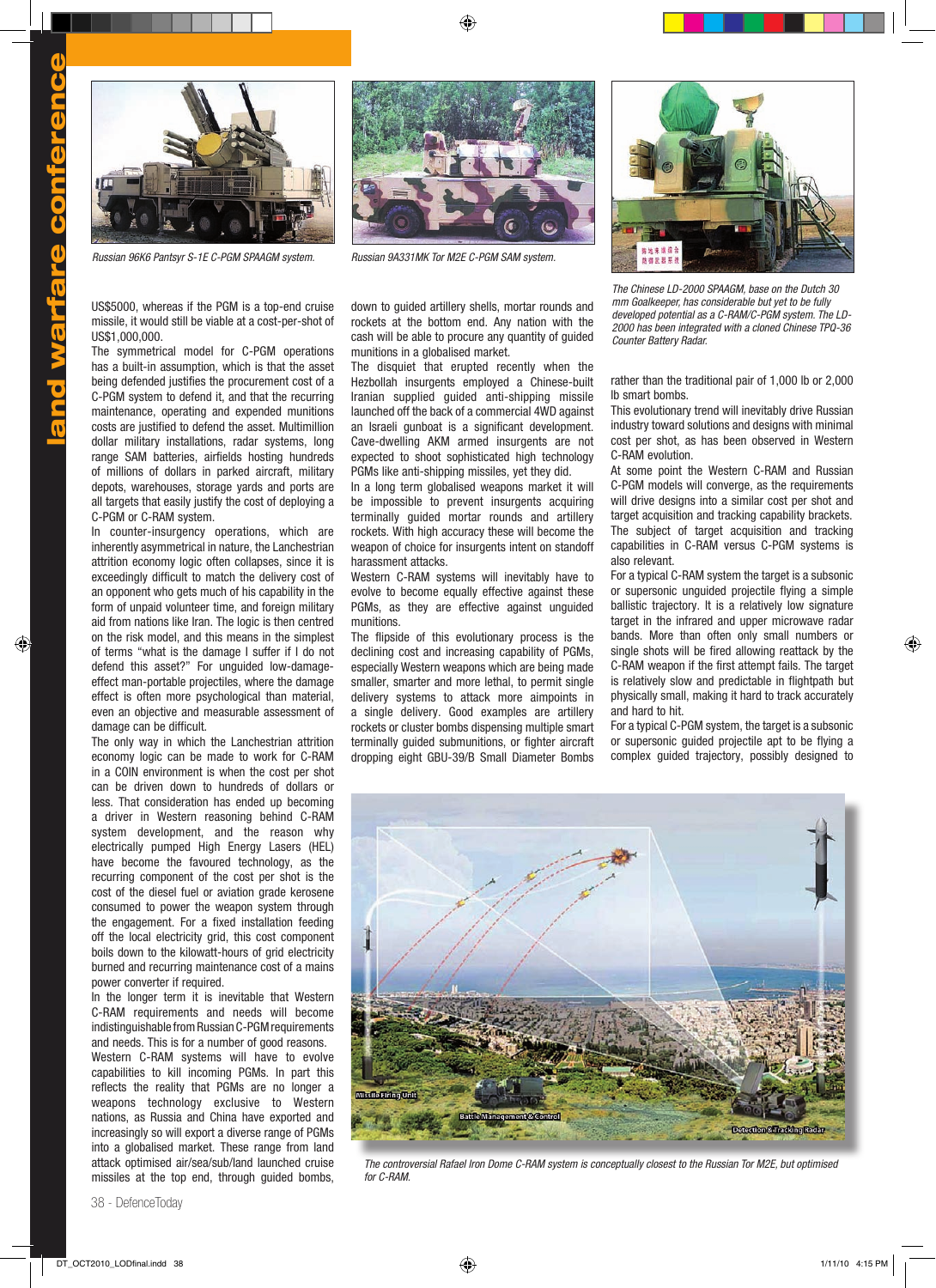*Russian 96K6 Pantsyr S-1E C-PGM SPAAGM system.*

*Russian 9A331MK Tor M2E C-PGM SAM system.*

*The Chinese LD-2000 SPAAGM, base on the Dutch 30 mm Goalkeeper, has considerable but yet to be fully developed potential as a C-RAM/C-PGM system. The LD-2000 has been integrated with a cloned Chinese TPQ-36 Counter Battery Radar.*

US$5000, whereas if the PGM is a top-end cruise missile, it would still be viable at a cost-per-shot of US$1,000,000.

The symmetrical model for C-PGM operations has a built-in assumption, which is that the asset being defended justifies the procurement cost of a C-PGM system to defend it, and that the recurring maintenance, operating and expended munitions costs are justified to defend the asset. Multimillion dollar military installations, radar systems, long range SAM batteries, airfields hosting hundreds of millions of dollars in parked aircraft, military depots, warehouses, storage yards and ports are all targets that easily justify the cost of deploying a C-PGM or C-RAM system.

In counter-insurgency operations, which are inherently asymmetrical in nature, the Lanchestrian attrition economy logic often collapses, since it is exceedingly difficult to match the delivery cost of an opponent who gets much of his capability in the form of unpaid volunteer time, and foreign military aid from nations like Iran. The logic is then centred on the risk model, and this means in the simplest of terms "what is the damage I suffer if I do not defend this asset?" For unguided low-damage-effect man-portable projectiles, where the damage effect is often more psychological than material, even an objective and measurable assessment of damage can be difficult.

The only way in which the Lanchestrian attrition economy logic can be made to work for C-RAM in a COIN environment is when the cost per shot can be driven down to hundreds of dollars or less. That consideration has ended up becoming a driver in Western reasoning behind C-RAM system development, and the reason why electrically pumped High Energy Lasers (HEL) have become the favoured technology, as the recurring component of the cost per shot is the cost of the diesel fuel or aviation grade kerosene consumed to power the weapon system through the engagement. For a fixed installation feeding off the local electricity grid, this cost component boils down to the kilowatt-hours of grid electricity burned and recurring maintenance cost of a mains power converter if required.

In the longer term it is inevitable that Western C-RAM requirements and needs will become indistinguishable from Russian C-PGM requirements and needs. This is for a number of good reasons.

Western C-RAM systems will have to evolve capabilities to kill incoming PGMs. In part this reflects the reality that PGMs are no longer a weapons technology exclusive to Western nations, as Russia and China have exported and increasingly so will export a diverse range of PGMs into a globalised market. These range from land attack optimised air/sea/sub/land launched cruise missiles at the top end, through guided bombs, down to guided artillery shells, mortar rounds and rockets at the bottom end. Any nation with the cash will be able to procure any quantity of guided munitions in a globalised market.

The disquiet that erupted recently when the Hezbollah insurgents employed a Chinese-built Iranian supplied guided anti-shipping missile launched off the back of a commercial 4WD against an Israeli gunboat is a significant development. Cave-dwelling AKM armed insurgents are not expected to shoot sophisticated high technology PGMs like anti-shipping missiles, yet they did.

In a long term globalised weapons market it will be impossible to prevent insurgents acquiring terminally guided mortar rounds and artillery rockets. With high accuracy these will become the weapon of choice for insurgents intent on standoff harassment attacks.

Western C-RAM systems will inevitably have to evolve to become equally effective against these PGMs, as they are effective against unguided munitions.

The flipside of this evolutionary process is the declining cost and increasing capability of PGMs, especially Western weapons which are being made smaller, smarter and more lethal, to permit single delivery systems to attack more aimpoints in a single delivery. Good examples are artillery rockets or cluster bombs dispensing multiple smart terminally guided submunitions, or fighter aircraft dropping eight GBU-39/B Small Diameter Bombs rather than the traditional pair of 1,000 lb or 2,000 lb smart bombs.

This evolutionary trend will inevitably drive Russian industry toward solutions and designs with minimal cost per shot, as has been observed in Western C-RAM evolution.

At some point the Western C-RAM and Russian C-PGM models will converge, as the requirements will drive designs into a similar cost per shot and target acquisition and tracking capability brackets.

The subject of target acquisition and tracking capabilities in C-RAM versus C-PGM systems is also relevant.

For a typical C-RAM system the target is a subsonic or supersonic unguided projectile flying a simple ballistic trajectory. It is a relatively low signature target in the infrared and upper microwave radar bands. More than often only small numbers or single shots will be fired allowing reattack by the C-RAM weapon if the first attempt fails. The target is relatively slow and predictable in flightpath but physically small, making it hard to track accurately and hard to hit.

For a typical C-PGM system, the target is a subsonic or supersonic guided projectile apt to be flying a complex guided trajectory, possibly designed to

*The controversial Rafael Iron Dome C-RAM system is conceptually closest to the Russian Tor M2E, but optimised for C-RAM.*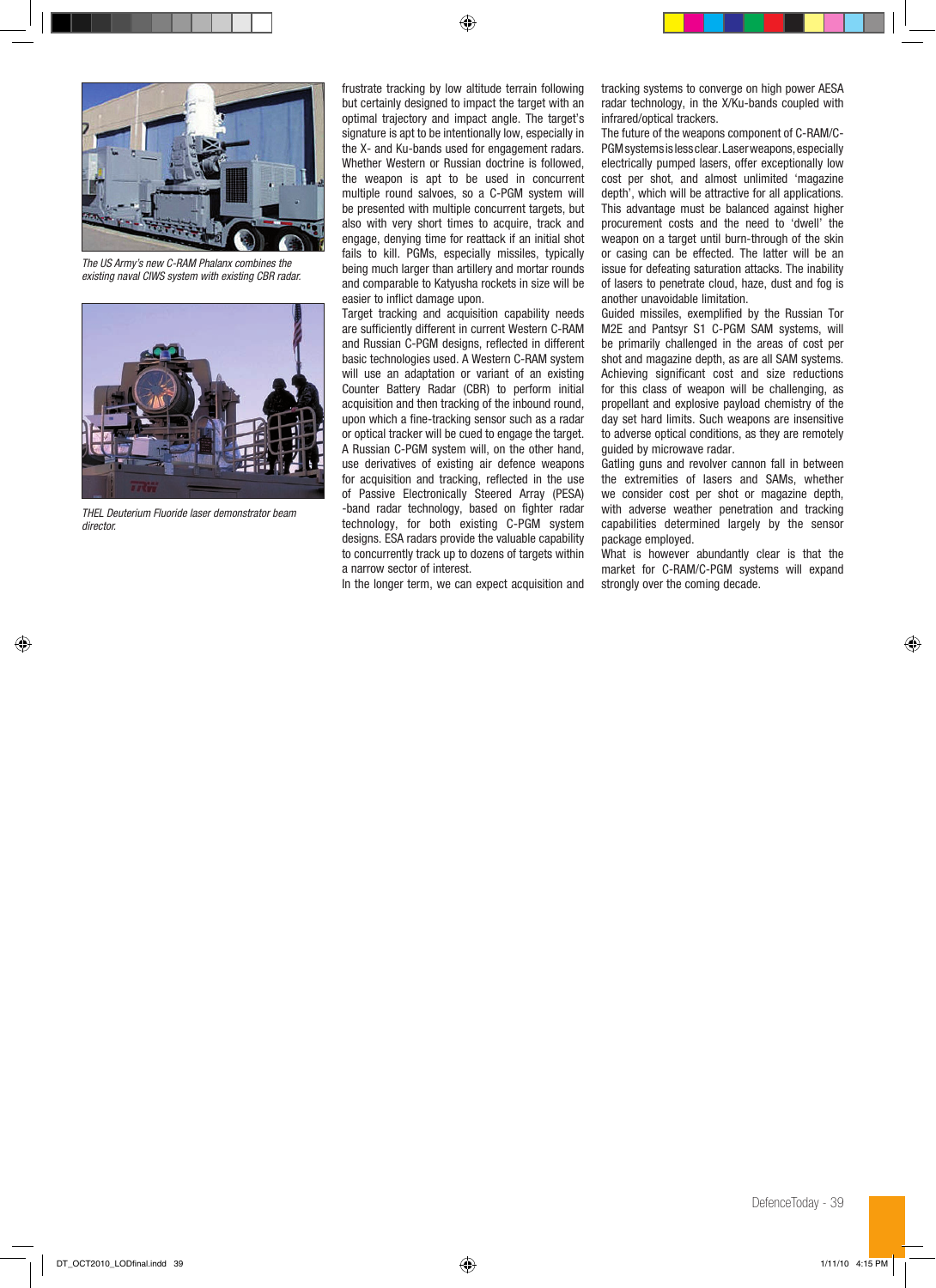*The US Army's new C-RAM Phalanx combines the existing naval CIWS system with existing CBR radar.*

*THEL Deuterium Fluoride laser demonstrator beam director.*

frustrate tracking by low altitude terrain following but certainly designed to impact the target with an optimal trajectory and impact angle. The target's signature is apt to be intentionally low, especially in the X- and Ku-bands used for engagement radars. Whether Western or Russian doctrine is followed, the weapon is apt to be used in concurrent multiple round salvoes, so a C-PGM system will be presented with multiple concurrent targets, but also with very short times to acquire, track and engage, denying time for reattack if an initial shot fails to kill. PGMs, especially missiles, typically being much larger than artillery and mortar rounds and comparable to Katyusha rockets in size will be easier to inflict damage upon.

Target tracking and acquisition capability needs are sufficiently different in current Western C-RAM and Russian C-PGM designs, reflected in different basic technologies used. A Western C-RAM system will use an adaptation or variant of an existing Counter Battery Radar (CBR) to perform initial acquisition and then tracking of the inbound round, upon which a fine-tracking sensor such as a radar or optical tracker will be cued to engage the target. A Russian C-PGM system will, on the other hand, use derivatives of existing air defence weapons for acquisition and tracking, reflected in the use of Passive Electronically Steered Array (PESA) -band radar technology, based on fighter radar technology, for both existing C-PGM system designs. ESA radars provide the valuable capability to concurrently track up to dozens of targets within a narrow sector of interest.

In the longer term, we can expect acquisition and tracking systems to converge on high power AESA radar technology, in the X/Ku-bands coupled with infrared/optical trackers.

The future of the weapons component of C-RAM/C-PGM systems is less clear. Laser weapons, especially electrically pumped lasers, offer exceptionally low cost per shot, and almost unlimited 'magazine depth', which will be attractive for all applications. This advantage must be balanced against higher procurement costs and the need to 'dwell' the weapon on a target until burn-through of the skin or casing can be effected. The latter will be an issue for defeating saturation attacks. The inability of lasers to penetrate cloud, haze, dust and fog is another unavoidable limitation.

Guided missiles, exemplified by the Russian Tor M2E and Pantsyr S1 C-PGM SAM systems, will be primarily challenged in the areas of cost per shot and magazine depth, as are all SAM systems. Achieving significant cost and size reductions for this class of weapon will be challenging, as propellant and explosive payload chemistry of the day set hard limits. Such weapons are insensitive to adverse optical conditions, as they are remotely guided by microwave radar.

Gatling guns and revolver cannon fall in between the extremities of lasers and SAMs, whether we consider cost per shot or magazine depth, with adverse weather penetration and tracking capabilities determined largely by the sensor package employed.

What is however abundantly clear is that the market for C-RAM/C-PGM systems will expand strongly over the coming decade.